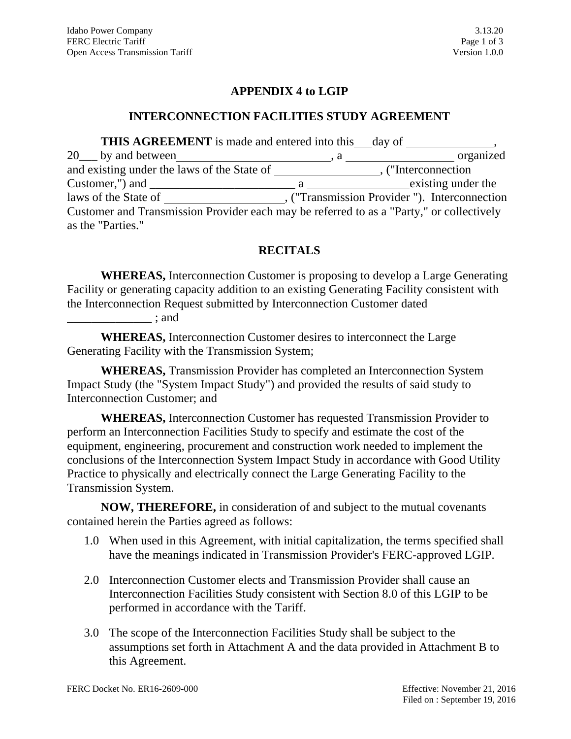# APPENDIX 4 to LGIP

## INTERCONNECTION FACILITIES STUDY AGREEMENT

**THIS AGREEMENT** is made and entered into this___day of _______________, 20___ by and between___________________________, a __________________ organized and existing under the laws of the State of __________________, ("Interconnection Customer,") and _________________________ a _________________existing under the laws of the State of _____________________, ("Transmission Provider "). Interconnection Customer and Transmission Provider each may be referred to as a "Party," or collectively as the "Parties."

## RECITALS

**WHEREAS,** Interconnection Customer is proposing to develop a Large Generating Facility or generating capacity addition to an existing Generating Facility consistent with the Interconnection Request submitted by Interconnection Customer dated ______________ ; and

**WHEREAS,** Interconnection Customer desires to interconnect the Large Generating Facility with the Transmission System;

**WHEREAS,** Transmission Provider has completed an Interconnection System Impact Study (the "System Impact Study") and provided the results of said study to Interconnection Customer; and

**WHEREAS,** Interconnection Customer has requested Transmission Provider to perform an Interconnection Facilities Study to specify and estimate the cost of the equipment, engineering, procurement and construction work needed to implement the conclusions of the Interconnection System Impact Study in accordance with Good Utility Practice to physically and electrically connect the Large Generating Facility to the Transmission System.

**NOW, THEREFORE,** in consideration of and subject to the mutual covenants contained herein the Parties agreed as follows:

1.0 When used in this Agreement, with initial capitalization, the terms specified shall have the meanings indicated in Transmission Provider's FERC-approved LGIP.

2.0 Interconnection Customer elects and Transmission Provider shall cause an Interconnection Facilities Study consistent with Section 8.0 of this LGIP to be performed in accordance with the Tariff.

3.0 The scope of the Interconnection Facilities Study shall be subject to the assumptions set forth in Attachment A and the data provided in Attachment B to this Agreement.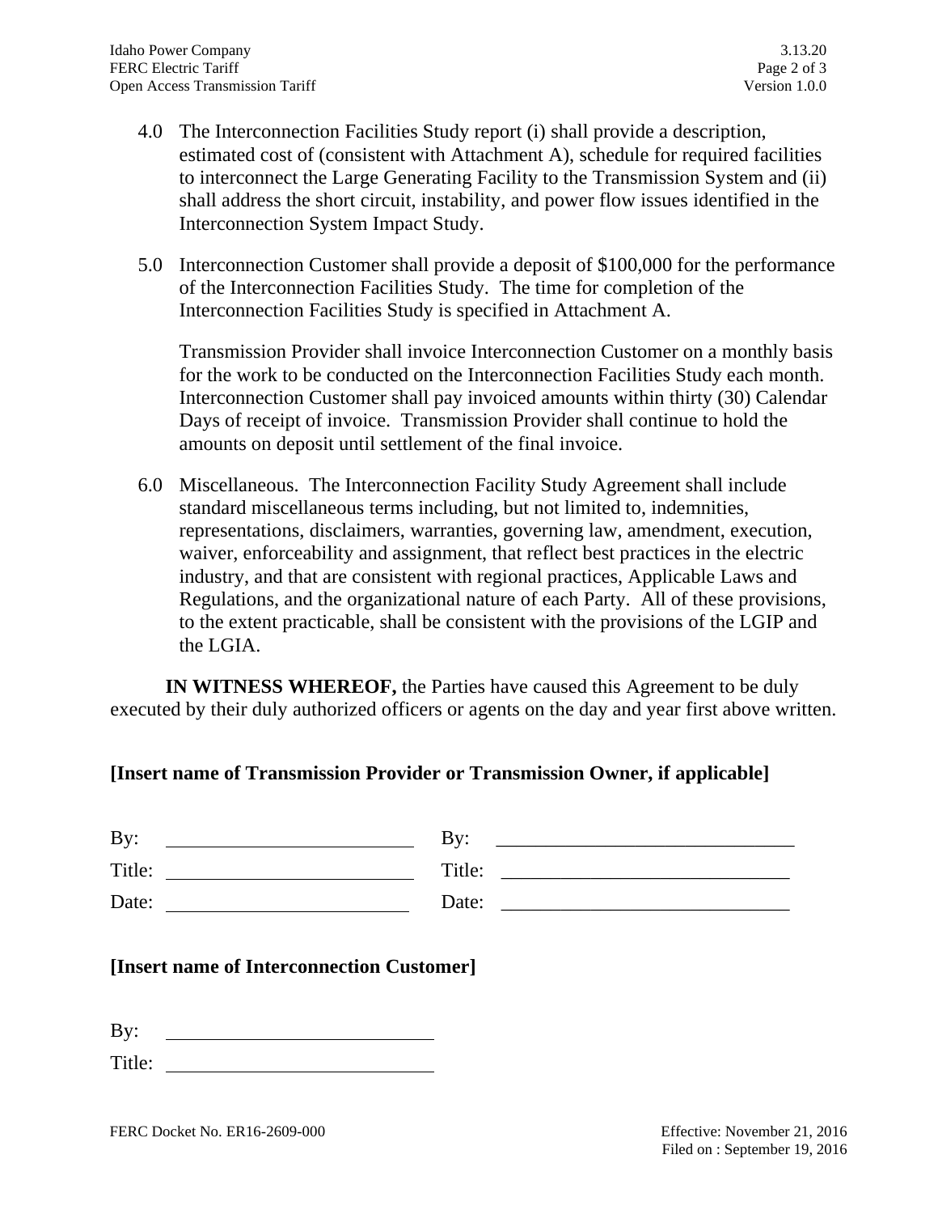4.0 The Interconnection Facilities Study report (i) shall provide a description, estimated cost of (consistent with Attachment A), schedule for required facilities to interconnect the Large Generating Facility to the Transmission System and (ii) shall address the short circuit, instability, and power flow issues identified in the Interconnection System Impact Study.

5.0 Interconnection Customer shall provide a deposit of $100,000 for the performance of the Interconnection Facilities Study. The time for completion of the Interconnection Facilities Study is specified in Attachment A.

Transmission Provider shall invoice Interconnection Customer on a monthly basis for the work to be conducted on the Interconnection Facilities Study each month. Interconnection Customer shall pay invoiced amounts within thirty (30) Calendar Days of receipt of invoice. Transmission Provider shall continue to hold the amounts on deposit until settlement of the final invoice.

6.0 Miscellaneous. The Interconnection Facility Study Agreement shall include standard miscellaneous terms including, but not limited to, indemnities, representations, disclaimers, warranties, governing law, amendment, execution, waiver, enforceability and assignment, that reflect best practices in the electric industry, and that are consistent with regional practices, Applicable Laws and Regulations, and the organizational nature of each Party. All of these provisions, to the extent practicable, shall be consistent with the provisions of the LGIP and the LGIA.

**IN WITNESS WHEREOF,** the Parties have caused this Agreement to be duly executed by their duly authorized officers or agents on the day and year first above written.

**[Insert name of Transmission Provider or Transmission Owner, if applicable]**

By: ______________________ By: ______________________

Title: ______________________ Title: ______________________

Date: ______________________ Date: ______________________

**[Insert name of Interconnection Customer]**

By: ______________________

Title: ______________________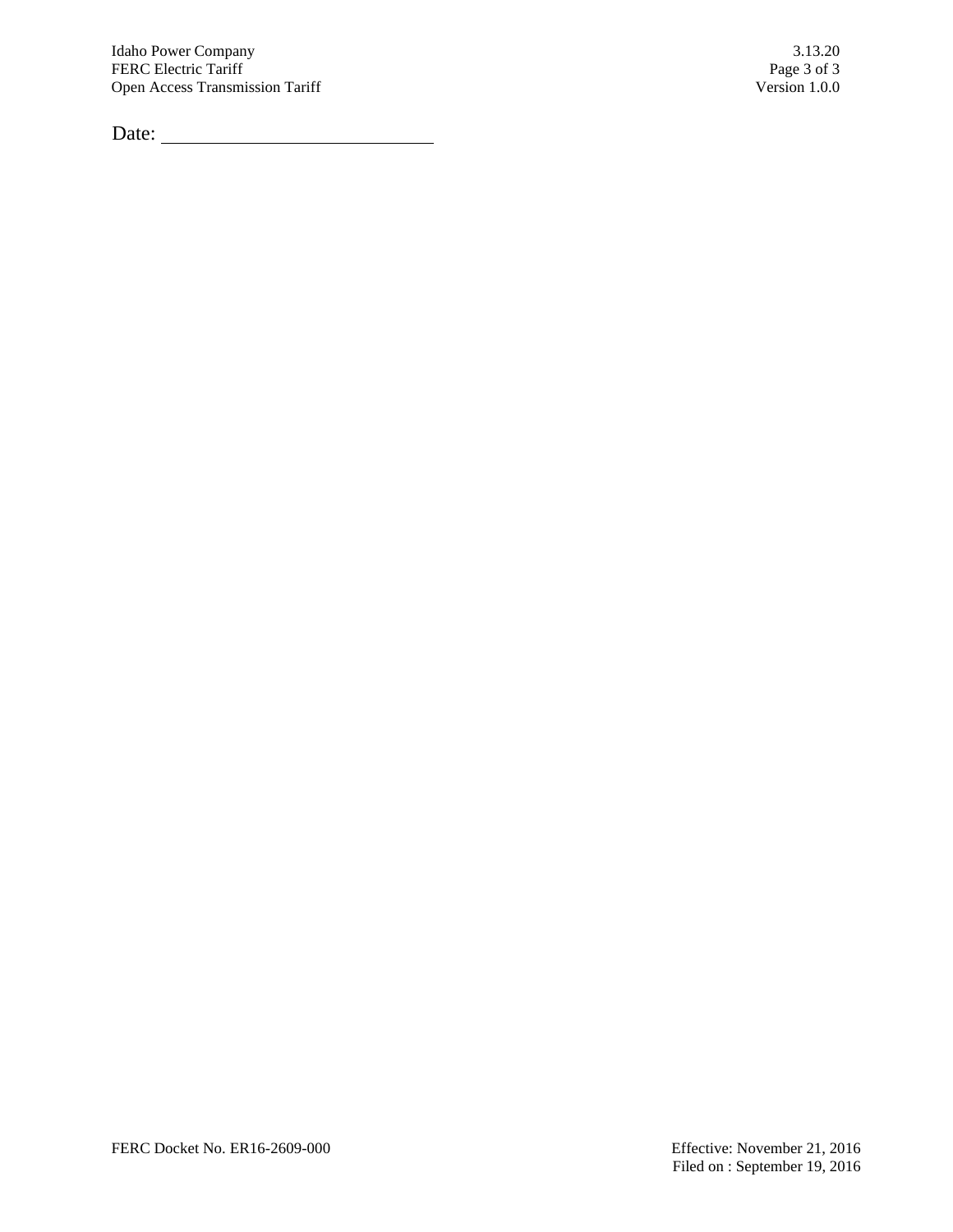Date: ______________________________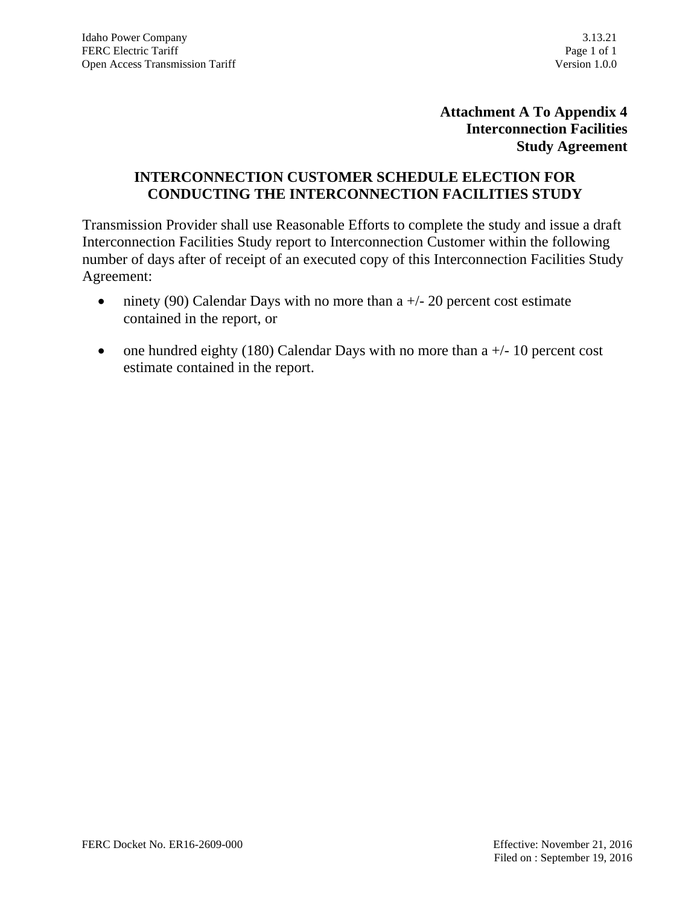**Attachment A To Appendix 4**
**Interconnection Facilities**
**Study Agreement**

## INTERCONNECTION CUSTOMER SCHEDULE ELECTION FOR CONDUCTING THE INTERCONNECTION FACILITIES STUDY

Transmission Provider shall use Reasonable Efforts to complete the study and issue a draft Interconnection Facilities Study report to Interconnection Customer within the following number of days after of receipt of an executed copy of this Interconnection Facilities Study Agreement:

- ninety (90) Calendar Days with no more than a +/- 20 percent cost estimate contained in the report, or
- one hundred eighty (180) Calendar Days with no more than a +/- 10 percent cost estimate contained in the report.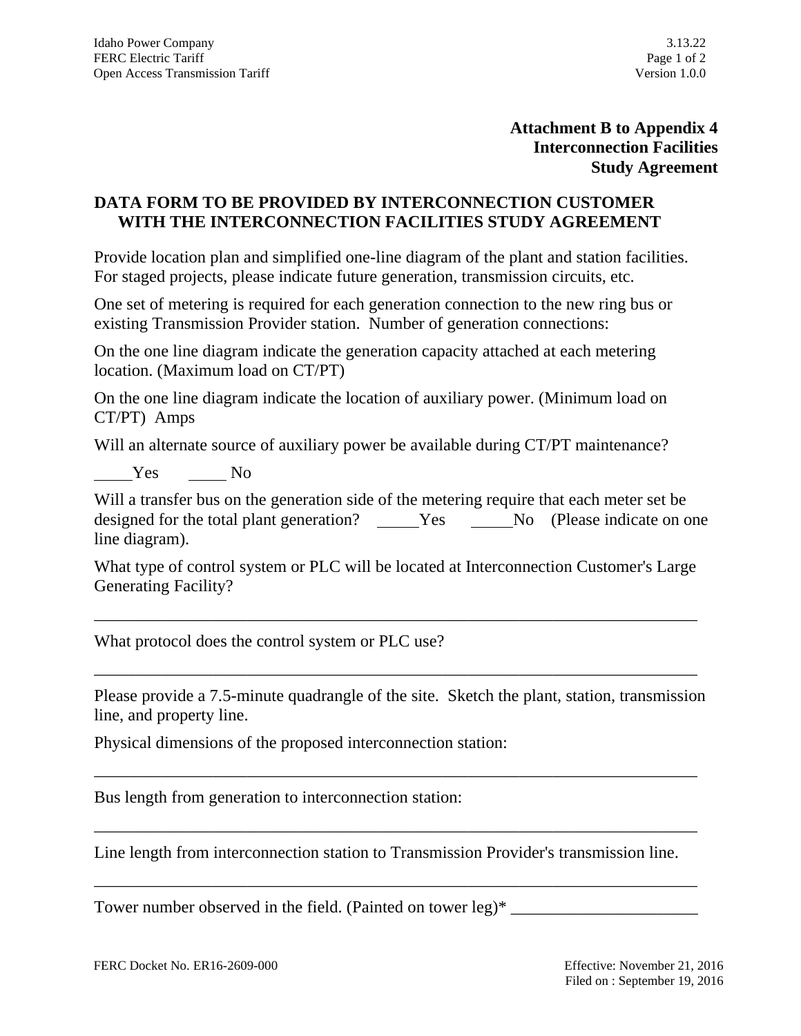**Attachment B to Appendix 4**
**Interconnection Facilities**
**Study Agreement**

## DATA FORM TO BE PROVIDED BY INTERCONNECTION CUSTOMER WITH THE INTERCONNECTION FACILITIES STUDY AGREEMENT

Provide location plan and simplified one-line diagram of the plant and station facilities. For staged projects, please indicate future generation, transmission circuits, etc.

One set of metering is required for each generation connection to the new ring bus or existing Transmission Provider station. Number of generation connections:

On the one line diagram indicate the generation capacity attached at each metering location. (Maximum load on CT/PT)

On the one line diagram indicate the location of auxiliary power. (Minimum load on CT/PT) Amps

Will an alternate source of auxiliary power be available during CT/PT maintenance?

_____Yes _____ No

Will a transfer bus on the generation side of the metering require that each meter set be designed for the total plant generation? _____Yes _____No (Please indicate on one line diagram).

What type of control system or PLC will be located at Interconnection Customer's Large Generating Facility?

_________________________________________________________________________

What protocol does the control system or PLC use?

_________________________________________________________________________

Please provide a 7.5-minute quadrangle of the site. Sketch the plant, station, transmission line, and property line.

Physical dimensions of the proposed interconnection station:

_________________________________________________________________________

Bus length from generation to interconnection station:

_________________________________________________________________________

Line length from interconnection station to Transmission Provider's transmission line.

_________________________________________________________________________

Tower number observed in the field. (Painted on tower leg)* ______________________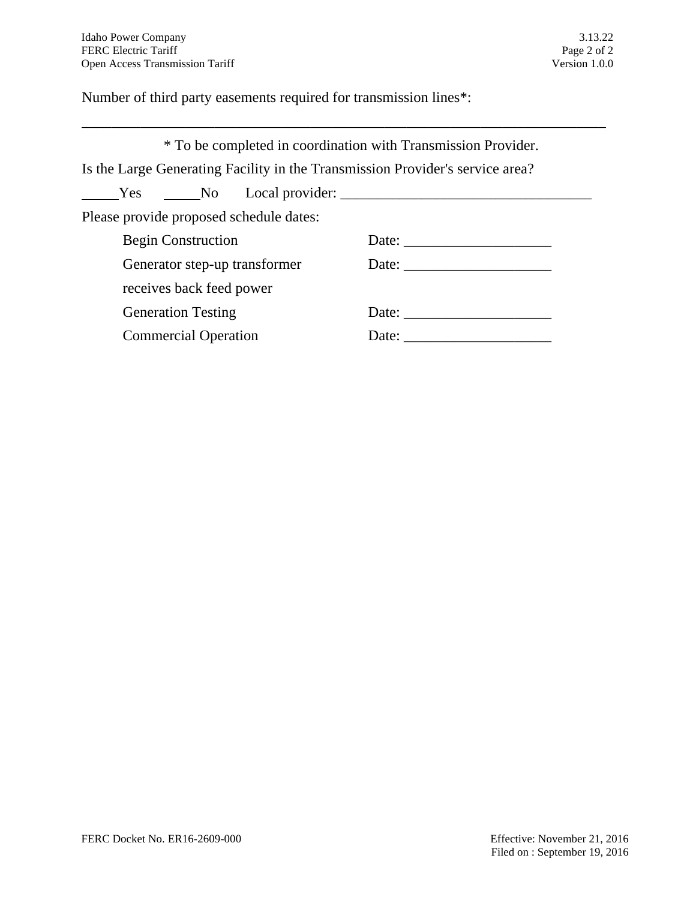Number of third party easements required for transmission lines*:

___________________________________________________________________________

* To be completed in coordination with Transmission Provider.

Is the Large Generating Facility in the Transmission Provider's service area?

_____Yes _____No Local provider: __________________________________

Please provide proposed schedule dates:

| | |
|---|---|
| Begin Construction | Date: ____________________ |
| Generator step-up transformer receives back feed power | Date: ____________________ |
| Generation Testing | Date: ____________________ |
| Commercial Operation | Date: ____________________ |